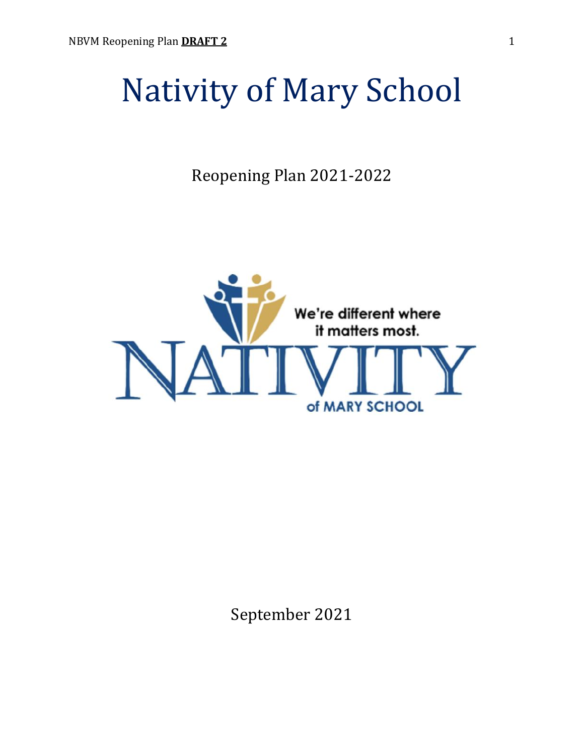# Nativity of Mary School

Reopening Plan 2021-2022

We're different where it matters most.

NATIVITY of MARY SCHOOL

September 2021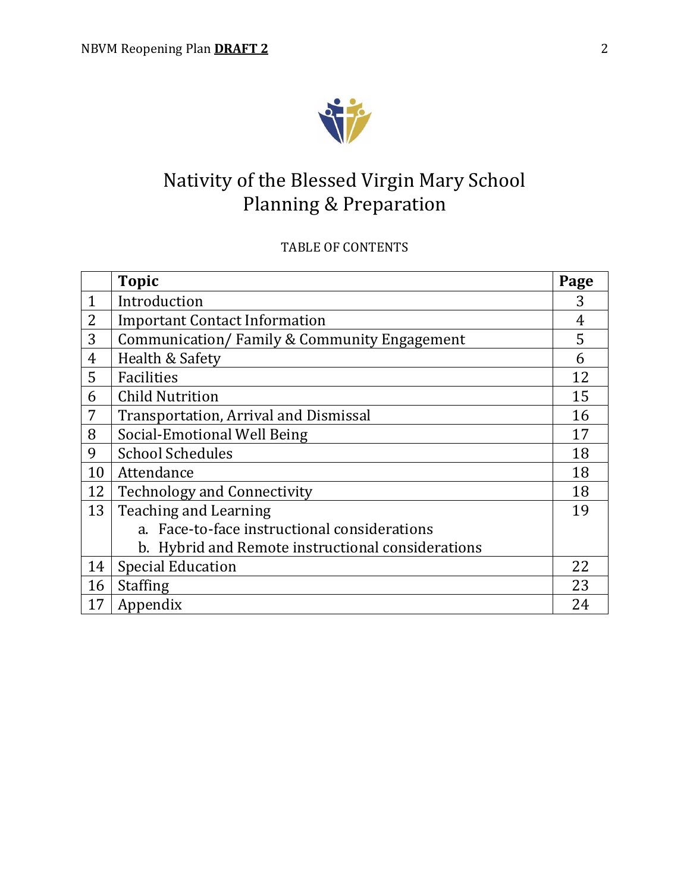# Nativity of the Blessed Virgin Mary School
# Planning & Preparation

TABLE OF CONTENTS

| | **Topic** | **Page** |
|---|---|---|
| 1 | Introduction | 3 |
| 2 | Important Contact Information | 4 |
| 3 | Communication/ Family & Community Engagement | 5 |
| 4 | Health & Safety | 6 |
| 5 | Facilities | 12 |
| 6 | Child Nutrition | 15 |
| 7 | Transportation, Arrival and Dismissal | 16 |
| 8 | Social-Emotional Well Being | 17 |
| 9 | School Schedules | 18 |
| 10 | Attendance | 18 |
| 12 | Technology and Connectivity | 18 |
| 13 | Teaching and Learning<br>a. Face-to-face instructional considerations<br>b. Hybrid and Remote instructional considerations | 19 |
| 14 | Special Education | 22 |
| 16 | Staffing | 23 |
| 17 | Appendix | 24 |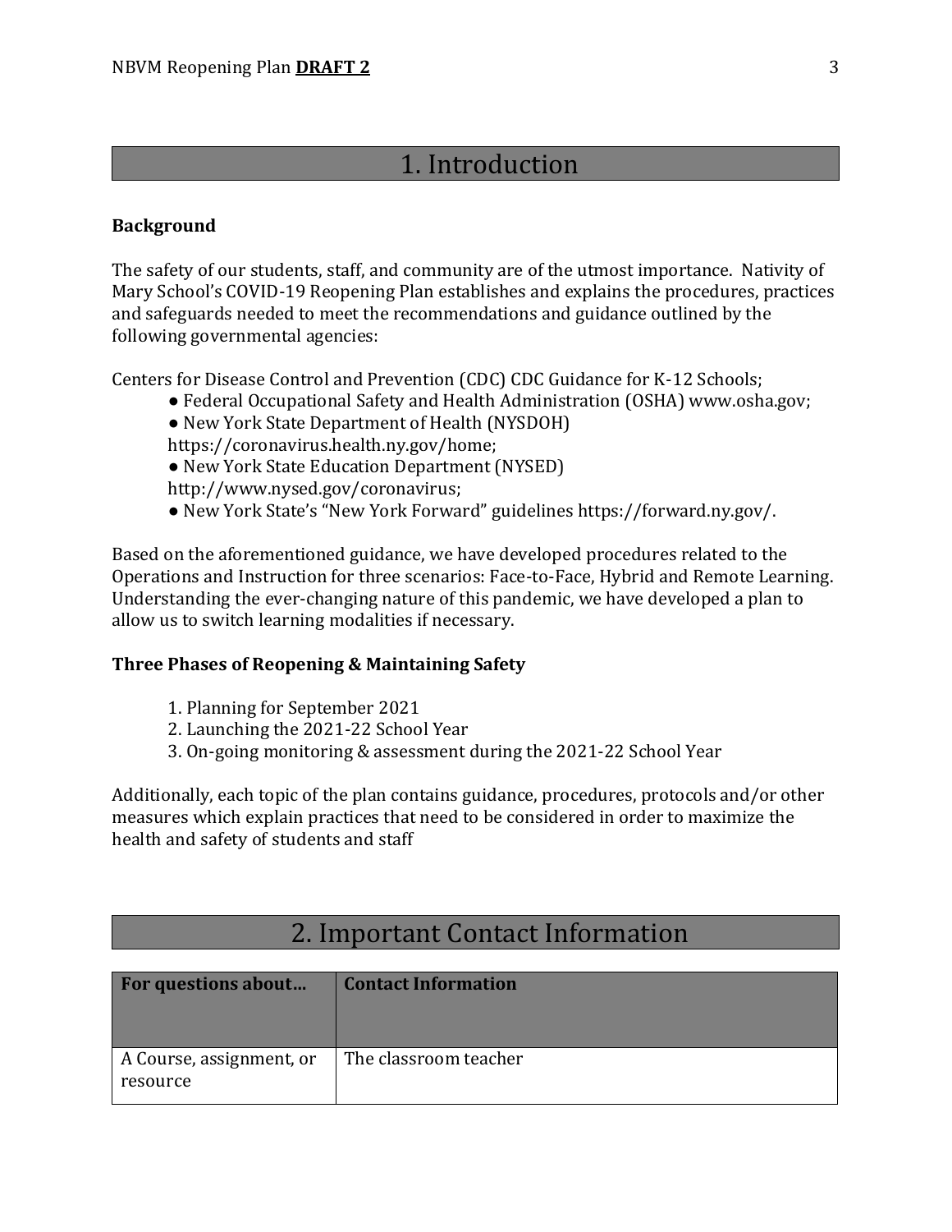# 1. Introduction

**Background**

The safety of our students, staff, and community are of the utmost importance. Nativity of Mary School's COVID-19 Reopening Plan establishes and explains the procedures, practices and safeguards needed to meet the recommendations and guidance outlined by the following governmental agencies:

Centers for Disease Control and Prevention (CDC) CDC Guidance for K-12 Schools;

- Federal Occupational Safety and Health Administration (OSHA) www.osha.gov;
- New York State Department of Health (NYSDOH) https://coronavirus.health.ny.gov/home;
- New York State Education Department (NYSED) http://www.nysed.gov/coronavirus;
- New York State's "New York Forward" guidelines https://forward.ny.gov/.

Based on the aforementioned guidance, we have developed procedures related to the Operations and Instruction for three scenarios: Face-to-Face, Hybrid and Remote Learning. Understanding the ever-changing nature of this pandemic, we have developed a plan to allow us to switch learning modalities if necessary.

**Three Phases of Reopening & Maintaining Safety**

1. Planning for September 2021
2. Launching the 2021-22 School Year
3. On-going monitoring & assessment during the 2021-22 School Year

Additionally, each topic of the plan contains guidance, procedures, protocols and/or other measures which explain practices that need to be considered in order to maximize the health and safety of students and staff

# 2. Important Contact Information

| For questions about… | Contact Information |
| --- | --- |
| A Course, assignment, or resource | The classroom teacher |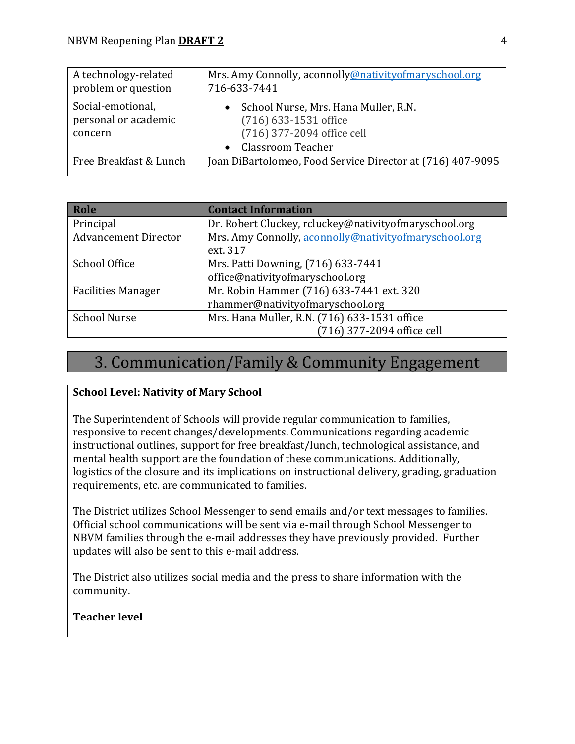| | |
|---|---|
| A technology-related problem or question | Mrs. Amy Connolly, aconnolly@nativityofmaryschool.org 716-633-7441 |
| Social-emotional, personal or academic concern | • School Nurse, Mrs. Hana Muller, R.N. (716) 633-1531 office (716) 377-2094 office cell<br>• Classroom Teacher |
| Free Breakfast & Lunch | Joan DiBartolomeo, Food Service Director at (716) 407-9095 |

| Role | Contact Information |
|---|---|
| Principal | Dr. Robert Cluckey, rcluckey@nativityofmaryschool.org |
| Advancement Director | Mrs. Amy Connolly, aconnolly@nativityofmaryschool.org ext. 317 |
| School Office | Mrs. Patti Downing, (716) 633-7441 office@nativityofmaryschool.org |
| Facilities Manager | Mr. Robin Hammer (716) 633-7441 ext. 320 rhammer@nativityofmaryschool.org |
| School Nurse | Mrs. Hana Muller, R.N. (716) 633-1531 office (716) 377-2094 office cell |

# 3. Communication/Family & Community Engagement

**School Level: Nativity of Mary School**

The Superintendent of Schools will provide regular communication to families, responsive to recent changes/developments. Communications regarding academic instructional outlines, support for free breakfast/lunch, technological assistance, and mental health support are the foundation of these communications. Additionally, logistics of the closure and its implications on instructional delivery, grading, graduation requirements, etc. are communicated to families.

The District utilizes School Messenger to send emails and/or text messages to families. Official school communications will be sent via e-mail through School Messenger to NBVM families through the e-mail addresses they have previously provided. Further updates will also be sent to this e-mail address.

The District also utilizes social media and the press to share information with the community.

**Teacher level**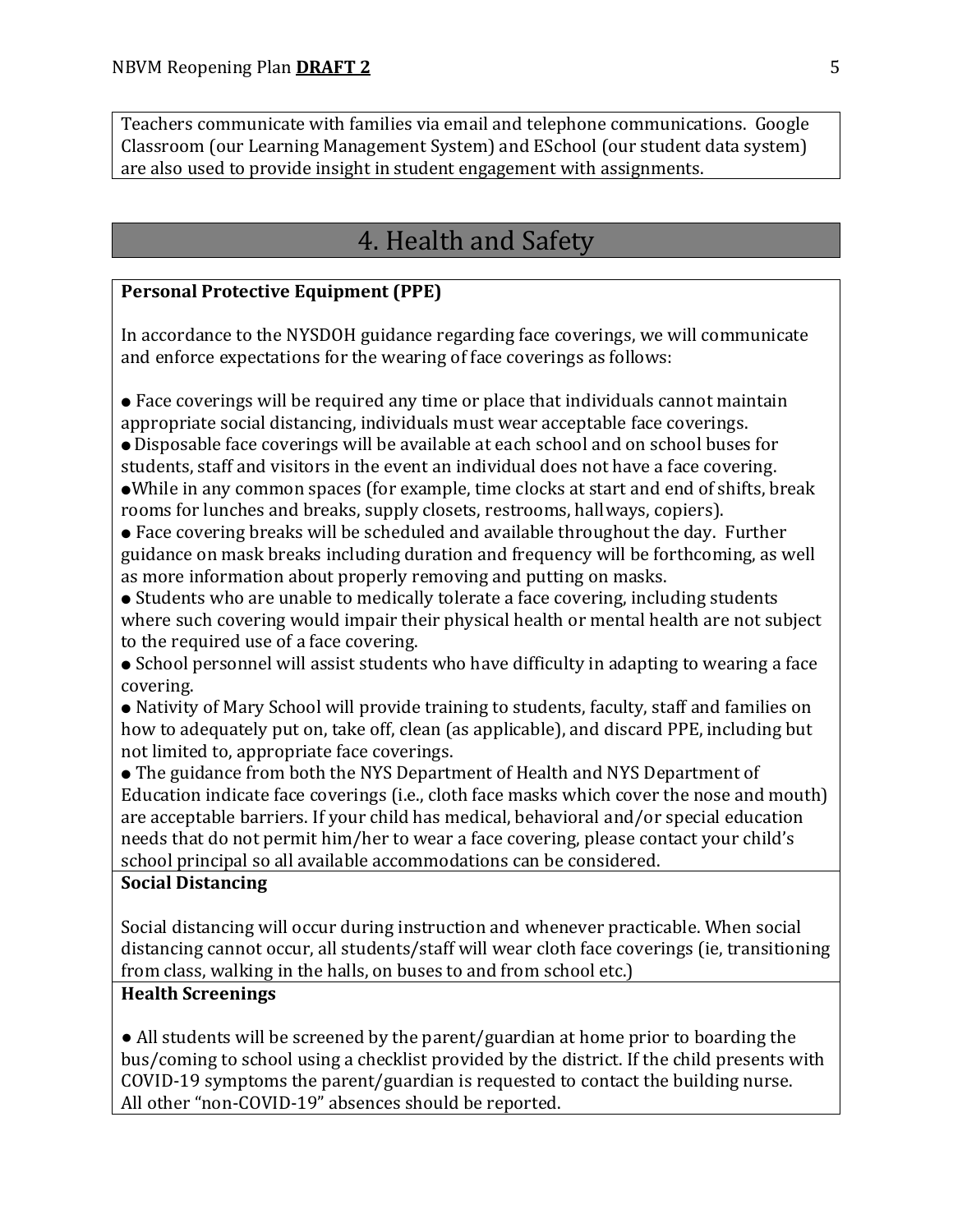Teachers communicate with families via email and telephone communications. Google Classroom (our Learning Management System) and ESchool (our student data system) are also used to provide insight in student engagement with assignments.

## 4. Health and Safety

**Personal Protective Equipment (PPE)**

In accordance to the NYSDOH guidance regarding face coverings, we will communicate and enforce expectations for the wearing of face coverings as follows:

- Face coverings will be required any time or place that individuals cannot maintain appropriate social distancing, individuals must wear acceptable face coverings.
- Disposable face coverings will be available at each school and on school buses for students, staff and visitors in the event an individual does not have a face covering.
- While in any common spaces (for example, time clocks at start and end of shifts, break rooms for lunches and breaks, supply closets, restrooms, hallways, copiers).
- Face covering breaks will be scheduled and available throughout the day. Further guidance on mask breaks including duration and frequency will be forthcoming, as well as more information about properly removing and putting on masks.
- Students who are unable to medically tolerate a face covering, including students where such covering would impair their physical health or mental health are not subject to the required use of a face covering.
- School personnel will assist students who have difficulty in adapting to wearing a face covering.
- Nativity of Mary School will provide training to students, faculty, staff and families on how to adequately put on, take off, clean (as applicable), and discard PPE, including but not limited to, appropriate face coverings.
- The guidance from both the NYS Department of Health and NYS Department of Education indicate face coverings (i.e., cloth face masks which cover the nose and mouth) are acceptable barriers. If your child has medical, behavioral and/or special education needs that do not permit him/her to wear a face covering, please contact your child's school principal so all available accommodations can be considered.

**Social Distancing**

Social distancing will occur during instruction and whenever practicable. When social distancing cannot occur, all students/staff will wear cloth face coverings (ie, transitioning from class, walking in the halls, on buses to and from school etc.)

**Health Screenings**

- All students will be screened by the parent/guardian at home prior to boarding the bus/coming to school using a checklist provided by the district. If the child presents with COVID-19 symptoms the parent/guardian is requested to contact the building nurse. All other "non-COVID-19" absences should be reported.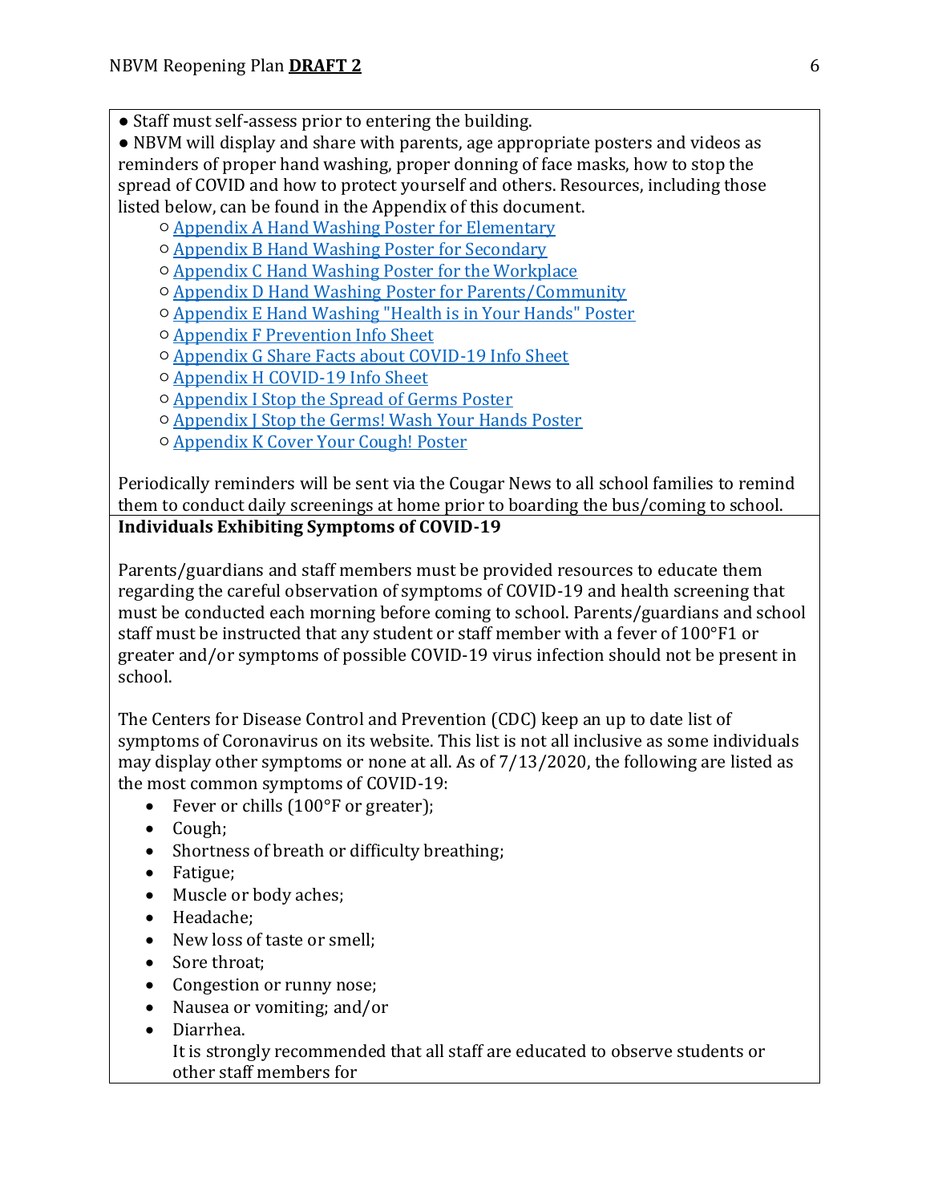- Staff must self-assess prior to entering the building.
- NBVM will display and share with parents, age appropriate posters and videos as reminders of proper hand washing, proper donning of face masks, how to stop the spread of COVID and how to protect yourself and others. Resources, including those listed below, can be found in the Appendix of this document.
  - Appendix A Hand Washing Poster for Elementary
  - Appendix B Hand Washing Poster for Secondary
  - Appendix C Hand Washing Poster for the Workplace
  - Appendix D Hand Washing Poster for Parents/Community
  - Appendix E Hand Washing "Health is in Your Hands" Poster
  - Appendix F Prevention Info Sheet
  - Appendix G Share Facts about COVID-19 Info Sheet
  - Appendix H COVID-19 Info Sheet
  - Appendix I Stop the Spread of Germs Poster
  - Appendix J Stop the Germs! Wash Your Hands Poster
  - Appendix K Cover Your Cough! Poster

Periodically reminders will be sent via the Cougar News to all school families to remind them to conduct daily screenings at home prior to boarding the bus/coming to school.

**Individuals Exhibiting Symptoms of COVID-19**

Parents/guardians and staff members must be provided resources to educate them regarding the careful observation of symptoms of COVID-19 and health screening that must be conducted each morning before coming to school. Parents/guardians and school staff must be instructed that any student or staff member with a fever of 100°F1 or greater and/or symptoms of possible COVID-19 virus infection should not be present in school.

The Centers for Disease Control and Prevention (CDC) keep an up to date list of symptoms of Coronavirus on its website. This list is not all inclusive as some individuals may display other symptoms or none at all. As of 7/13/2020, the following are listed as the most common symptoms of COVID-19:

- Fever or chills (100°F or greater);
- Cough;
- Shortness of breath or difficulty breathing;
- Fatigue;
- Muscle or body aches;
- Headache;
- New loss of taste or smell;
- Sore throat;
- Congestion or runny nose;
- Nausea or vomiting; and/or
- Diarrhea.

  It is strongly recommended that all staff are educated to observe students or other staff members for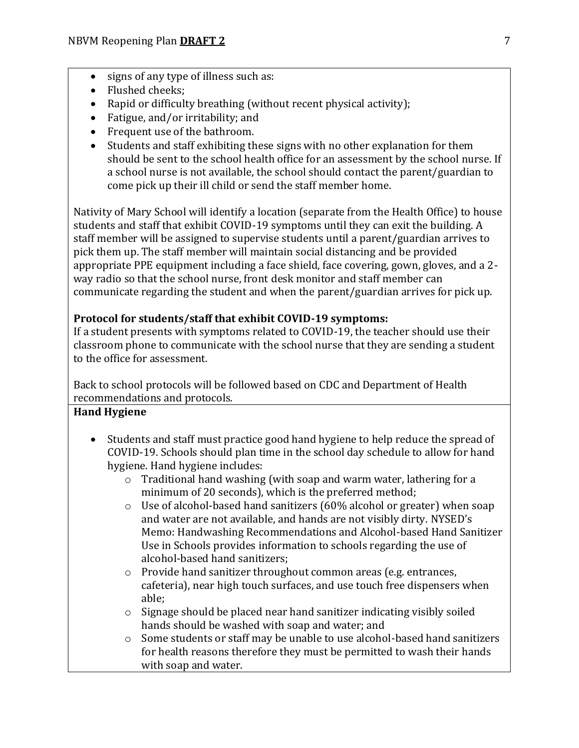- signs of any type of illness such as:
- Flushed cheeks;
- Rapid or difficulty breathing (without recent physical activity);
- Fatigue, and/or irritability; and
- Frequent use of the bathroom.
- Students and staff exhibiting these signs with no other explanation for them should be sent to the school health office for an assessment by the school nurse. If a school nurse is not available, the school should contact the parent/guardian to come pick up their ill child or send the staff member home.

Nativity of Mary School will identify a location (separate from the Health Office) to house students and staff that exhibit COVID-19 symptoms until they can exit the building. A staff member will be assigned to supervise students until a parent/guardian arrives to pick them up. The staff member will maintain social distancing and be provided appropriate PPE equipment including a face shield, face covering, gown, gloves, and a 2-way radio so that the school nurse, front desk monitor and staff member can communicate regarding the student and when the parent/guardian arrives for pick up.

**Protocol for students/staff that exhibit COVID-19 symptoms:**
If a student presents with symptoms related to COVID-19, the teacher should use their classroom phone to communicate with the school nurse that they are sending a student to the office for assessment.

Back to school protocols will be followed based on CDC and Department of Health recommendations and protocols.

**Hand Hygiene**

- Students and staff must practice good hand hygiene to help reduce the spread of COVID-19. Schools should plan time in the school day schedule to allow for hand hygiene. Hand hygiene includes:
  - Traditional hand washing (with soap and warm water, lathering for a minimum of 20 seconds), which is the preferred method;
  - Use of alcohol-based hand sanitizers (60% alcohol or greater) when soap and water are not available, and hands are not visibly dirty. NYSED's Memo: Handwashing Recommendations and Alcohol-based Hand Sanitizer Use in Schools provides information to schools regarding the use of alcohol-based hand sanitizers;
  - Provide hand sanitizer throughout common areas (e.g. entrances, cafeteria), near high touch surfaces, and use touch free dispensers when able;
  - Signage should be placed near hand sanitizer indicating visibly soiled hands should be washed with soap and water; and
  - Some students or staff may be unable to use alcohol-based hand sanitizers for health reasons therefore they must be permitted to wash their hands with soap and water.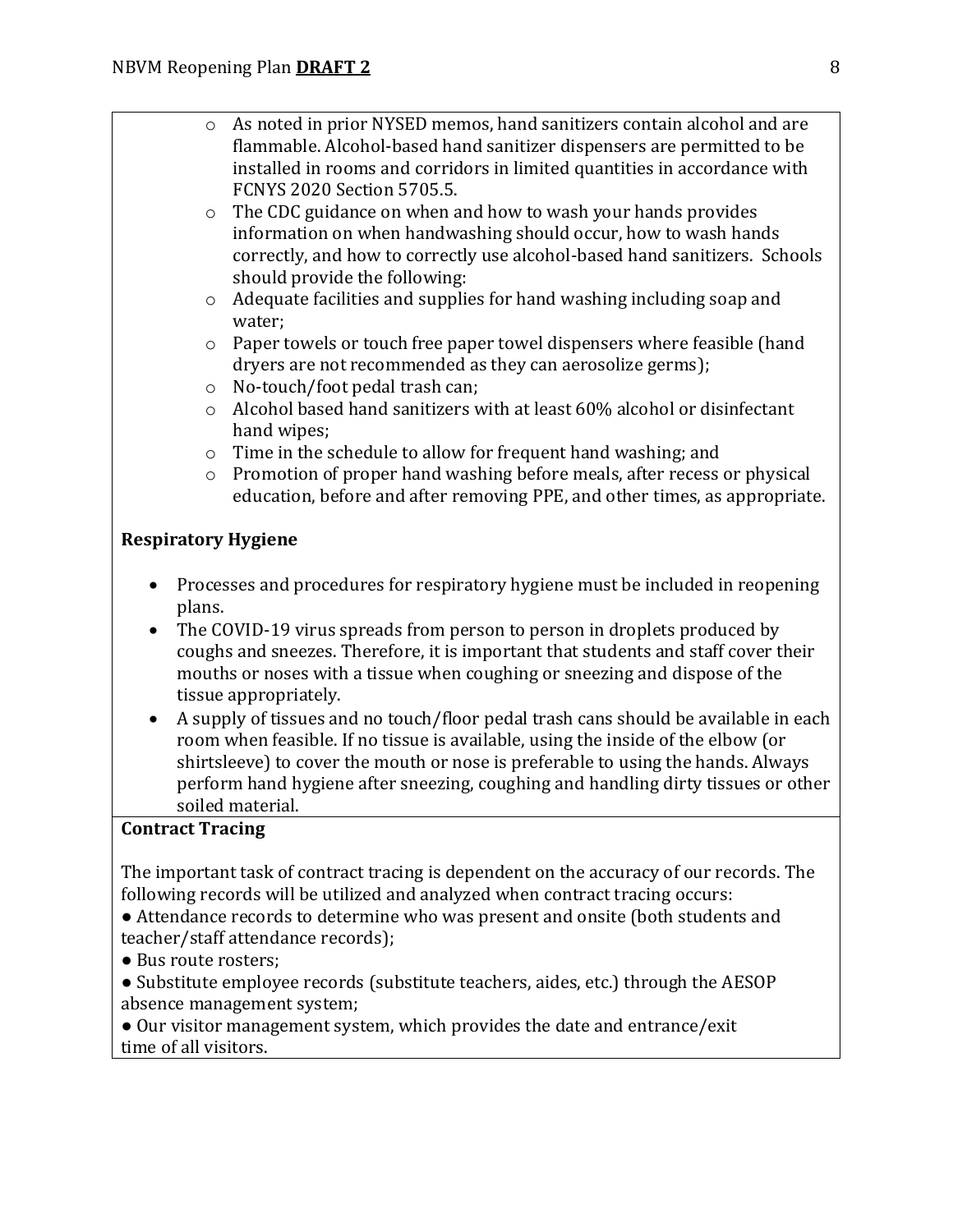- As noted in prior NYSED memos, hand sanitizers contain alcohol and are flammable. Alcohol-based hand sanitizer dispensers are permitted to be installed in rooms and corridors in limited quantities in accordance with FCNYS 2020 Section 5705.5.
- The CDC guidance on when and how to wash your hands provides information on when handwashing should occur, how to wash hands correctly, and how to correctly use alcohol-based hand sanitizers. Schools should provide the following:
- Adequate facilities and supplies for hand washing including soap and water;
- Paper towels or touch free paper towel dispensers where feasible (hand dryers are not recommended as they can aerosolize germs);
- No-touch/foot pedal trash can;
- Alcohol based hand sanitizers with at least 60% alcohol or disinfectant hand wipes;
- Time in the schedule to allow for frequent hand washing; and
- Promotion of proper hand washing before meals, after recess or physical education, before and after removing PPE, and other times, as appropriate.

**Respiratory Hygiene**

- Processes and procedures for respiratory hygiene must be included in reopening plans.
- The COVID-19 virus spreads from person to person in droplets produced by coughs and sneezes. Therefore, it is important that students and staff cover their mouths or noses with a tissue when coughing or sneezing and dispose of the tissue appropriately.
- A supply of tissues and no touch/floor pedal trash cans should be available in each room when feasible. If no tissue is available, using the inside of the elbow (or shirtsleeve) to cover the mouth or nose is preferable to using the hands. Always perform hand hygiene after sneezing, coughing and handling dirty tissues or other soiled material.

**Contract Tracing**

The important task of contract tracing is dependent on the accuracy of our records. The following records will be utilized and analyzed when contract tracing occurs:

- Attendance records to determine who was present and onsite (both students and teacher/staff attendance records);
- Bus route rosters;
- Substitute employee records (substitute teachers, aides, etc.) through the AESOP absence management system;
- Our visitor management system, which provides the date and entrance/exit time of all visitors.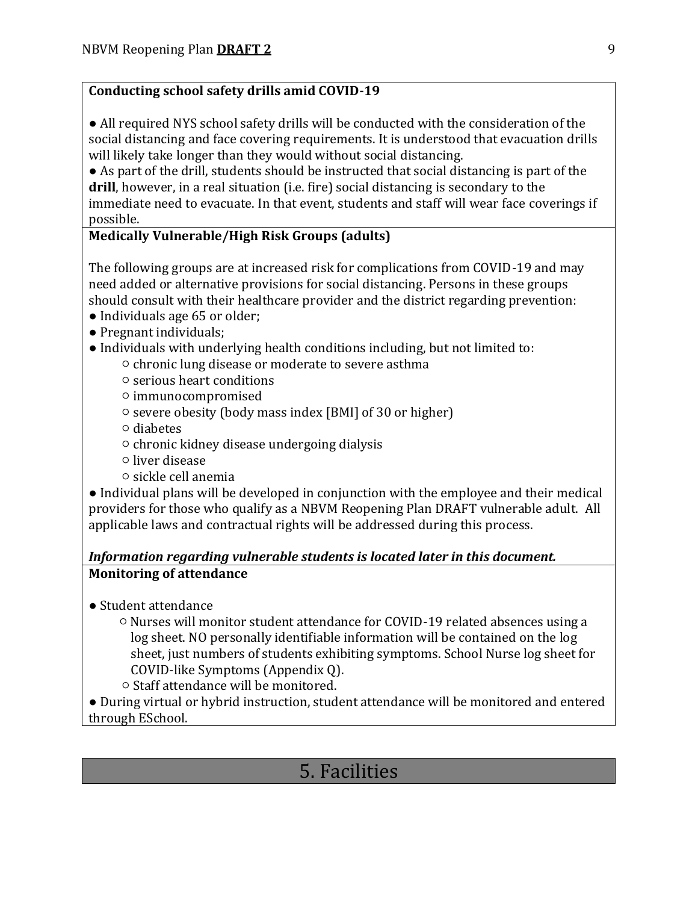**Conducting school safety drills amid COVID-19**

- All required NYS school safety drills will be conducted with the consideration of the social distancing and face covering requirements. It is understood that evacuation drills will likely take longer than they would without social distancing.
- As part of the drill, students should be instructed that social distancing is part of the **drill**, however, in a real situation (i.e. fire) social distancing is secondary to the immediate need to evacuate. In that event, students and staff will wear face coverings if possible.

**Medically Vulnerable/High Risk Groups (adults)**

The following groups are at increased risk for complications from COVID-19 and may need added or alternative provisions for social distancing. Persons in these groups should consult with their healthcare provider and the district regarding prevention:

- Individuals age 65 or older;
- Pregnant individuals;
- Individuals with underlying health conditions including, but not limited to:
    - chronic lung disease or moderate to severe asthma
    - serious heart conditions
    - immunocompromised
    - severe obesity (body mass index [BMI] of 30 or higher)
    - diabetes
    - chronic kidney disease undergoing dialysis
    - liver disease
    - sickle cell anemia
- Individual plans will be developed in conjunction with the employee and their medical providers for those who qualify as a NBVM Reopening Plan DRAFT vulnerable adult. All applicable laws and contractual rights will be addressed during this process.

***Information regarding vulnerable students is located later in this document.***

**Monitoring of attendance**

- Student attendance
    - Nurses will monitor student attendance for COVID-19 related absences using a log sheet. NO personally identifiable information will be contained on the log sheet, just numbers of students exhibiting symptoms. School Nurse log sheet for COVID-like Symptoms (Appendix Q).
    - Staff attendance will be monitored.
- During virtual or hybrid instruction, student attendance will be monitored and entered through ESchool.

# 5. Facilities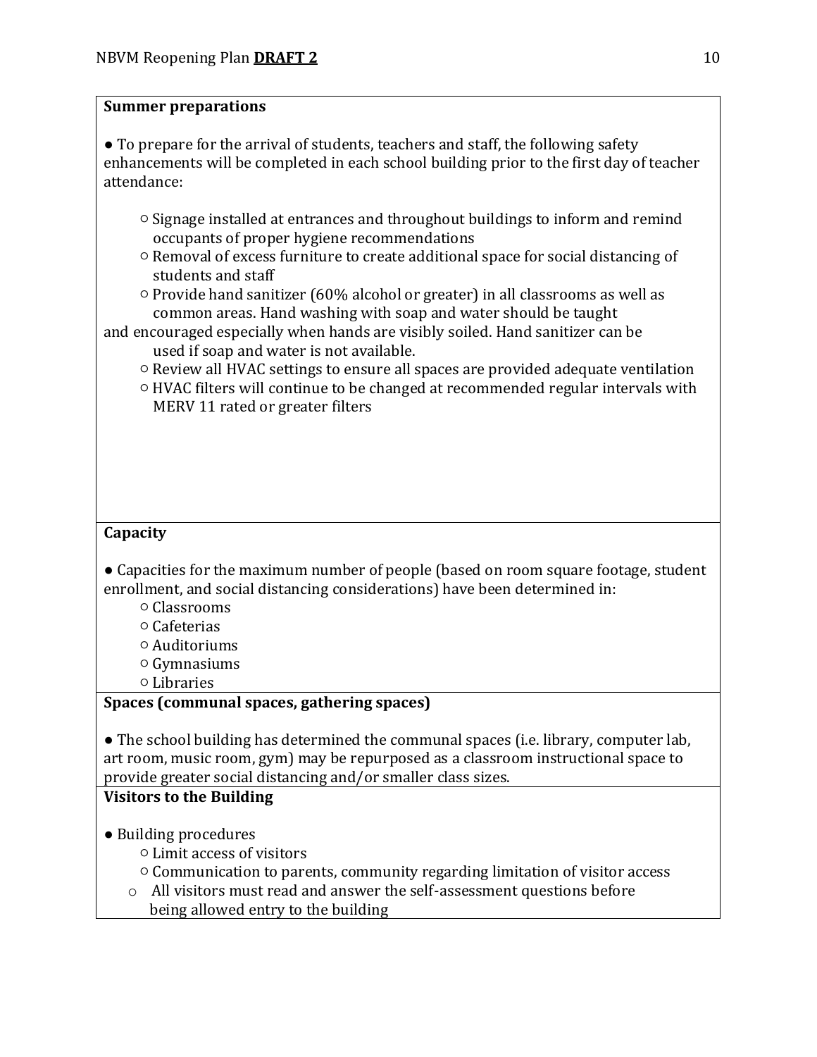**Summer preparations**

- To prepare for the arrival of students, teachers and staff, the following safety enhancements will be completed in each school building prior to the first day of teacher attendance:
  - Signage installed at entrances and throughout buildings to inform and remind occupants of proper hygiene recommendations
  - Removal of excess furniture to create additional space for social distancing of students and staff
  - Provide hand sanitizer (60% alcohol or greater) in all classrooms as well as common areas. Hand washing with soap and water should be taught and encouraged especially when hands are visibly soiled. Hand sanitizer can be used if soap and water is not available.
  - Review all HVAC settings to ensure all spaces are provided adequate ventilation
  - HVAC filters will continue to be changed at recommended regular intervals with MERV 11 rated or greater filters

**Capacity**

- Capacities for the maximum number of people (based on room square footage, student enrollment, and social distancing considerations) have been determined in:
  - Classrooms
  - Cafeterias
  - Auditoriums
  - Gymnasiums
  - Libraries

**Spaces (communal spaces, gathering spaces)**

- The school building has determined the communal spaces (i.e. library, computer lab, art room, music room, gym) may be repurposed as a classroom instructional space to provide greater social distancing and/or smaller class sizes.

**Visitors to the Building**

- Building procedures
  - Limit access of visitors
  - Communication to parents, community regarding limitation of visitor access
  - All visitors must read and answer the self-assessment questions before being allowed entry to the building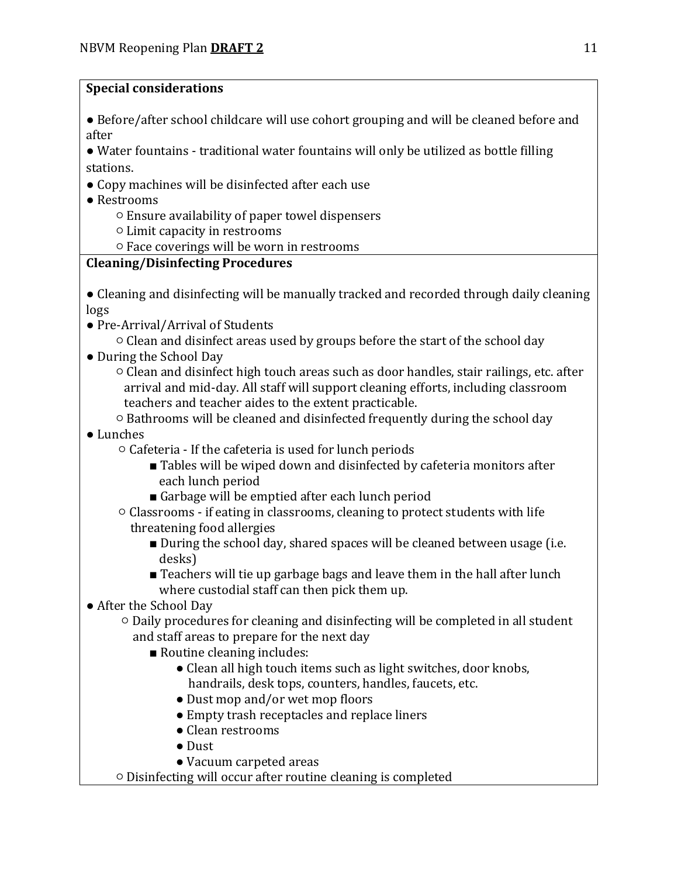**Special considerations**

- Before/after school childcare will use cohort grouping and will be cleaned before and after
- Water fountains - traditional water fountains will only be utilized as bottle filling stations.
- Copy machines will be disinfected after each use
- Restrooms
    - Ensure availability of paper towel dispensers
    - Limit capacity in restrooms
    - Face coverings will be worn in restrooms

**Cleaning/Disinfecting Procedures**

- Cleaning and disinfecting will be manually tracked and recorded through daily cleaning logs
- Pre-Arrival/Arrival of Students
    - Clean and disinfect areas used by groups before the start of the school day
- During the School Day
    - Clean and disinfect high touch areas such as door handles, stair railings, etc. after arrival and mid-day. All staff will support cleaning efforts, including classroom teachers and teacher aides to the extent practicable.
    - Bathrooms will be cleaned and disinfected frequently during the school day
- Lunches
    - Cafeteria - If the cafeteria is used for lunch periods
        - Tables will be wiped down and disinfected by cafeteria monitors after each lunch period
        - Garbage will be emptied after each lunch period
    - Classrooms - if eating in classrooms, cleaning to protect students with life threatening food allergies
        - During the school day, shared spaces will be cleaned between usage (i.e. desks)
        - Teachers will tie up garbage bags and leave them in the hall after lunch where custodial staff can then pick them up.
- After the School Day
    - Daily procedures for cleaning and disinfecting will be completed in all student and staff areas to prepare for the next day
        - Routine cleaning includes:
            - Clean all high touch items such as light switches, door knobs, handrails, desk tops, counters, handles, faucets, etc.
            - Dust mop and/or wet mop floors
            - Empty trash receptacles and replace liners
            - Clean restrooms
            - Dust
            - Vacuum carpeted areas
    - Disinfecting will occur after routine cleaning is completed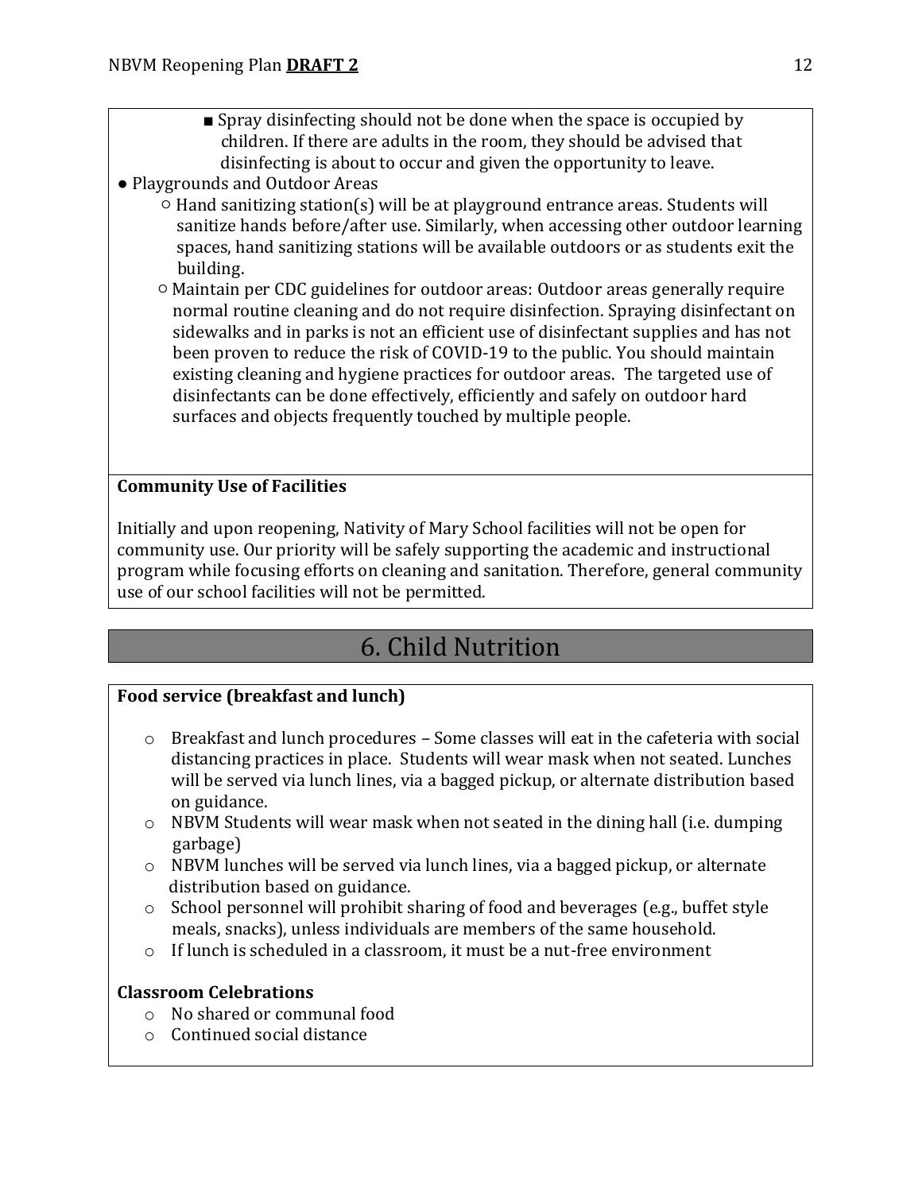- Spray disinfecting should not be done when the space is occupied by children. If there are adults in the room, they should be advised that disinfecting is about to occur and given the opportunity to leave.

- Playgrounds and Outdoor Areas
  - Hand sanitizing station(s) will be at playground entrance areas. Students will sanitize hands before/after use. Similarly, when accessing other outdoor learning spaces, hand sanitizing stations will be available outdoors or as students exit the building.
  - Maintain per CDC guidelines for outdoor areas: Outdoor areas generally require normal routine cleaning and do not require disinfection. Spraying disinfectant on sidewalks and in parks is not an efficient use of disinfectant supplies and has not been proven to reduce the risk of COVID-19 to the public. You should maintain existing cleaning and hygiene practices for outdoor areas. The targeted use of disinfectants can be done effectively, efficiently and safely on outdoor hard surfaces and objects frequently touched by multiple people.

**Community Use of Facilities**

Initially and upon reopening, Nativity of Mary School facilities will not be open for community use. Our priority will be safely supporting the academic and instructional program while focusing efforts on cleaning and sanitation. Therefore, general community use of our school facilities will not be permitted.

# 6. Child Nutrition

**Food service (breakfast and lunch)**

- Breakfast and lunch procedures – Some classes will eat in the cafeteria with social distancing practices in place. Students will wear mask when not seated. Lunches will be served via lunch lines, via a bagged pickup, or alternate distribution based on guidance.
- NBVM Students will wear mask when not seated in the dining hall (i.e. dumping garbage)
- NBVM lunches will be served via lunch lines, via a bagged pickup, or alternate distribution based on guidance.
- School personnel will prohibit sharing of food and beverages (e.g., buffet style meals, snacks), unless individuals are members of the same household.
- If lunch is scheduled in a classroom, it must be a nut-free environment

**Classroom Celebrations**

- No shared or communal food
- Continued social distance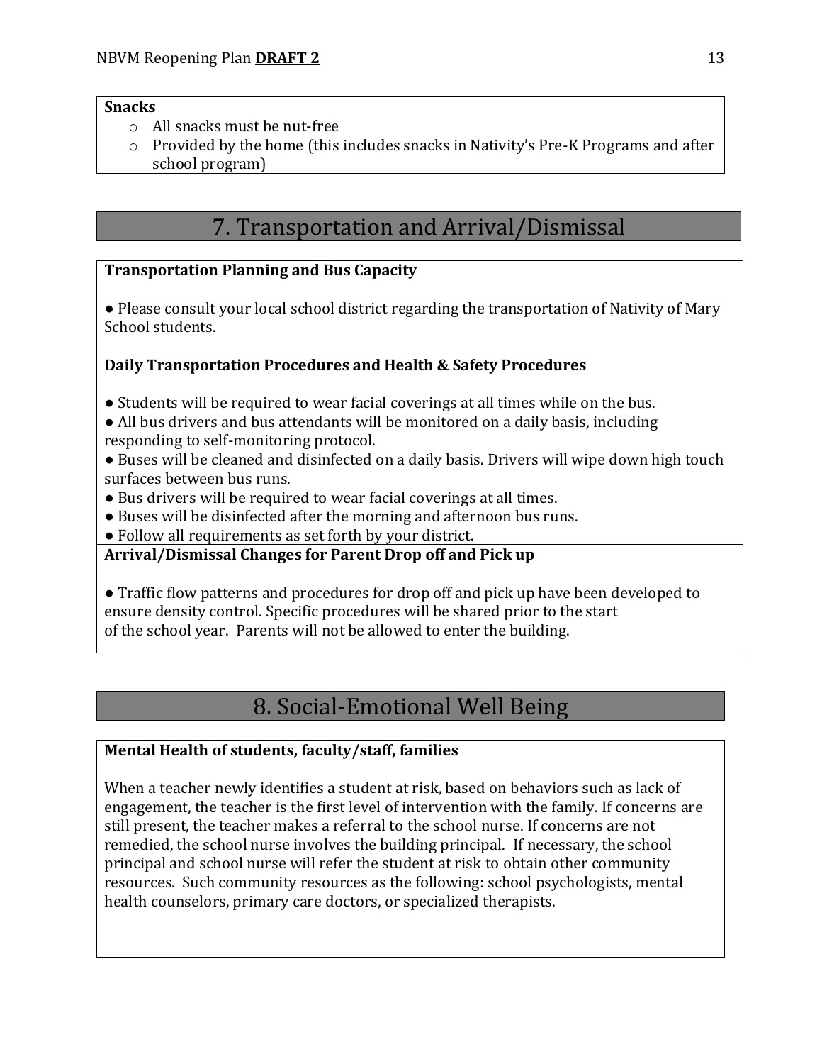**Snacks**

- All snacks must be nut-free
- Provided by the home (this includes snacks in Nativity's Pre-K Programs and after school program)

## 7. Transportation and Arrival/Dismissal

**Transportation Planning and Bus Capacity**

● Please consult your local school district regarding the transportation of Nativity of Mary School students.

**Daily Transportation Procedures and Health & Safety Procedures**

● Students will be required to wear facial coverings at all times while on the bus.
● All bus drivers and bus attendants will be monitored on a daily basis, including responding to self-monitoring protocol.
● Buses will be cleaned and disinfected on a daily basis. Drivers will wipe down high touch surfaces between bus runs.
● Bus drivers will be required to wear facial coverings at all times.
● Buses will be disinfected after the morning and afternoon bus runs.
● Follow all requirements as set forth by your district.

**Arrival/Dismissal Changes for Parent Drop off and Pick up**

● Traffic flow patterns and procedures for drop off and pick up have been developed to ensure density control. Specific procedures will be shared prior to the start of the school year. Parents will not be allowed to enter the building.

## 8. Social-Emotional Well Being

**Mental Health of students, faculty/staff, families**

When a teacher newly identifies a student at risk, based on behaviors such as lack of engagement, the teacher is the first level of intervention with the family. If concerns are still present, the teacher makes a referral to the school nurse. If concerns are not remedied, the school nurse involves the building principal. If necessary, the school principal and school nurse will refer the student at risk to obtain other community resources. Such community resources as the following: school psychologists, mental health counselors, primary care doctors, or specialized therapists.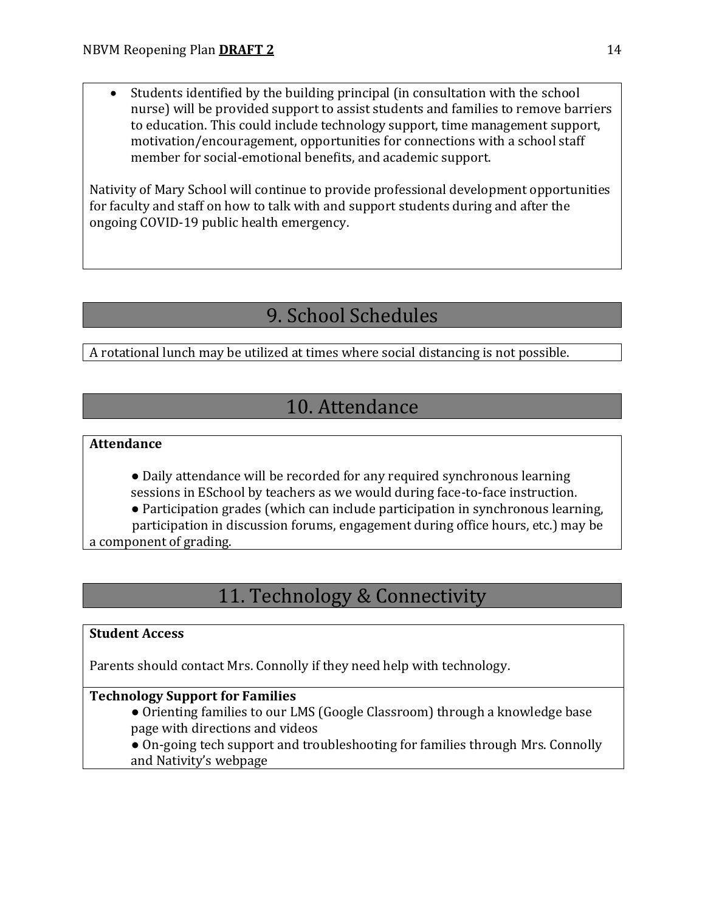- Students identified by the building principal (in consultation with the school nurse) will be provided support to assist students and families to remove barriers to education. This could include technology support, time management support, motivation/encouragement, opportunities for connections with a school staff member for social-emotional benefits, and academic support.

Nativity of Mary School will continue to provide professional development opportunities for faculty and staff on how to talk with and support students during and after the ongoing COVID-19 public health emergency.

## 9. School Schedules

A rotational lunch may be utilized at times where social distancing is not possible.

## 10. Attendance

**Attendance**

- Daily attendance will be recorded for any required synchronous learning sessions in ESchool by teachers as we would during face-to-face instruction.
- Participation grades (which can include participation in synchronous learning, participation in discussion forums, engagement during office hours, etc.) may be a component of grading.

## 11. Technology & Connectivity

**Student Access**

Parents should contact Mrs. Connolly if they need help with technology.

**Technology Support for Families**

- Orienting families to our LMS (Google Classroom) through a knowledge base page with directions and videos
- On-going tech support and troubleshooting for families through Mrs. Connolly and Nativity's webpage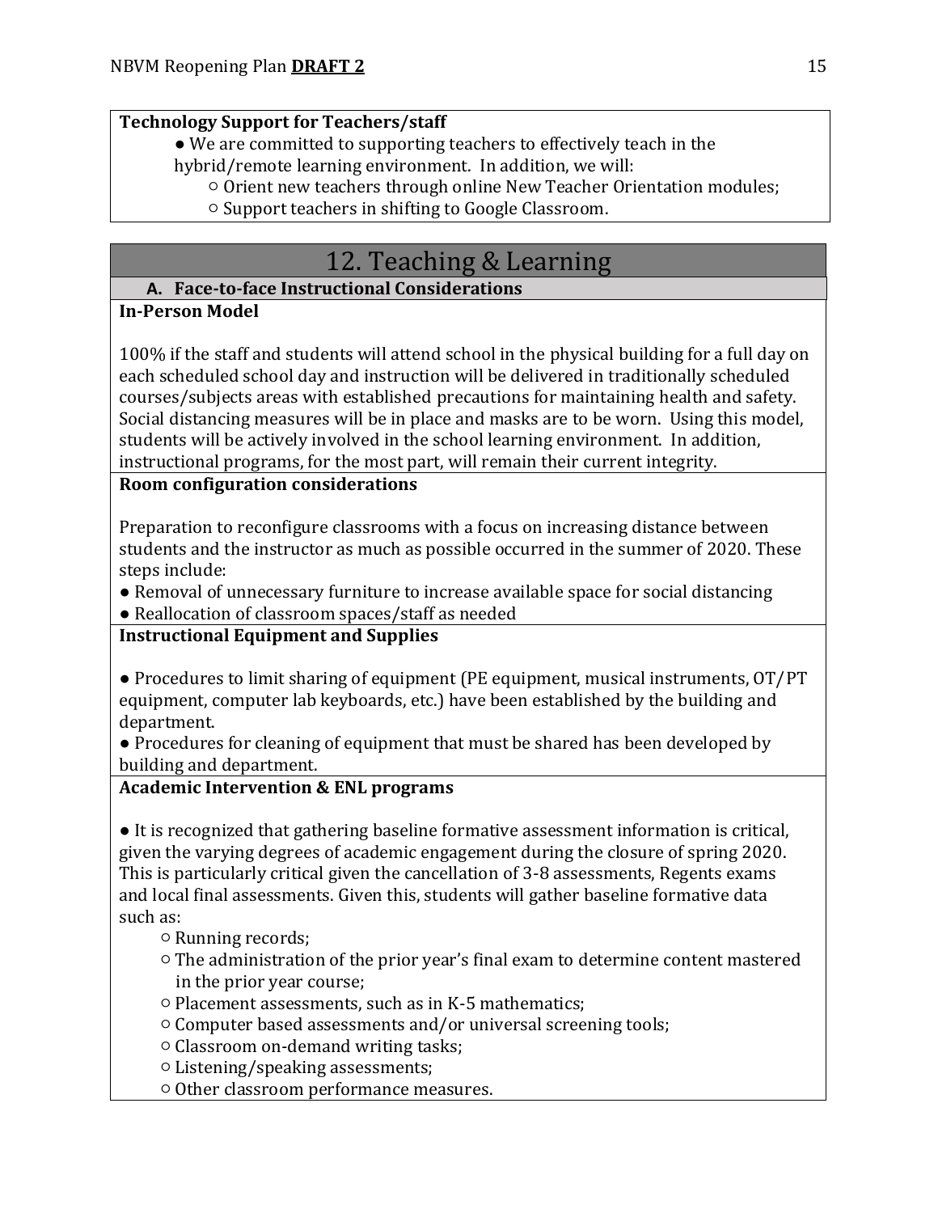**Technology Support for Teachers/staff**

- We are committed to supporting teachers to effectively teach in the hybrid/remote learning environment. In addition, we will:
  - Orient new teachers through online New Teacher Orientation modules;
  - Support teachers in shifting to Google Classroom.

# 12. Teaching & Learning

## A. Face-to-face Instructional Considerations

**In-Person Model**

100% if the staff and students will attend school in the physical building for a full day on each scheduled school day and instruction will be delivered in traditionally scheduled courses/subjects areas with established precautions for maintaining health and safety. Social distancing measures will be in place and masks are to be worn. Using this model, students will be actively involved in the school learning environment. In addition, instructional programs, for the most part, will remain their current integrity.

**Room configuration considerations**

Preparation to reconfigure classrooms with a focus on increasing distance between students and the instructor as much as possible occurred in the summer of 2020. These steps include:

- Removal of unnecessary furniture to increase available space for social distancing
- Reallocation of classroom spaces/staff as needed

**Instructional Equipment and Supplies**

- Procedures to limit sharing of equipment (PE equipment, musical instruments, OT/PT equipment, computer lab keyboards, etc.) have been established by the building and department.
- Procedures for cleaning of equipment that must be shared has been developed by building and department.

**Academic Intervention & ENL programs**

- It is recognized that gathering baseline formative assessment information is critical, given the varying degrees of academic engagement during the closure of spring 2020. This is particularly critical given the cancellation of 3-8 assessments, Regents exams and local final assessments. Given this, students will gather baseline formative data such as:
  - Running records;
  - The administration of the prior year's final exam to determine content mastered in the prior year course;
  - Placement assessments, such as in K-5 mathematics;
  - Computer based assessments and/or universal screening tools;
  - Classroom on-demand writing tasks;
  - Listening/speaking assessments;
  - Other classroom performance measures.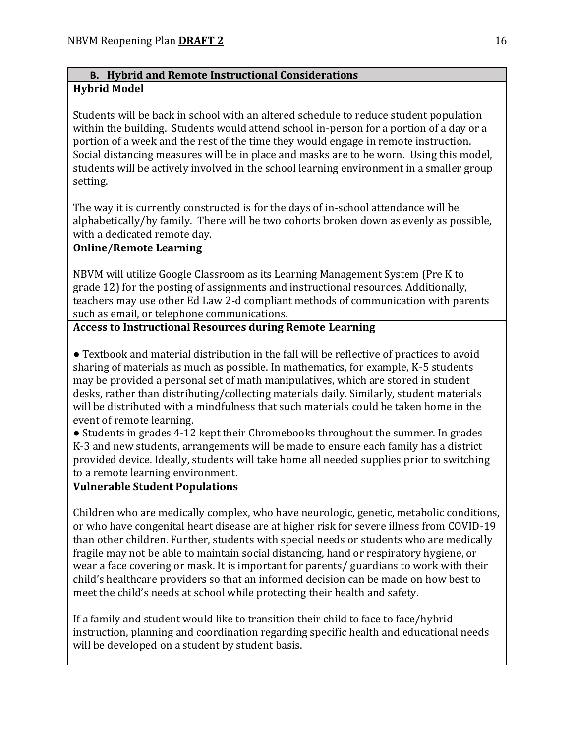## B. Hybrid and Remote Instructional Considerations

### Hybrid Model

Students will be back in school with an altered schedule to reduce student population within the building. Students would attend school in-person for a portion of a day or a portion of a week and the rest of the time they would engage in remote instruction. Social distancing measures will be in place and masks are to be worn. Using this model, students will be actively involved in the school learning environment in a smaller group setting.

The way it is currently constructed is for the days of in-school attendance will be alphabetically/by family. There will be two cohorts broken down as evenly as possible, with a dedicated remote day.

### Online/Remote Learning

NBVM will utilize Google Classroom as its Learning Management System (Pre K to grade 12) for the posting of assignments and instructional resources. Additionally, teachers may use other Ed Law 2-d compliant methods of communication with parents such as email, or telephone communications.

### Access to Instructional Resources during Remote Learning

- Textbook and material distribution in the fall will be reflective of practices to avoid sharing of materials as much as possible. In mathematics, for example, K-5 students may be provided a personal set of math manipulatives, which are stored in student desks, rather than distributing/collecting materials daily. Similarly, student materials will be distributed with a mindfulness that such materials could be taken home in the event of remote learning.
- Students in grades 4-12 kept their Chromebooks throughout the summer. In grades K-3 and new students, arrangements will be made to ensure each family has a district provided device. Ideally, students will take home all needed supplies prior to switching to a remote learning environment.

### Vulnerable Student Populations

Children who are medically complex, who have neurologic, genetic, metabolic conditions, or who have congenital heart disease are at higher risk for severe illness from COVID-19 than other children. Further, students with special needs or students who are medically fragile may not be able to maintain social distancing, hand or respiratory hygiene, or wear a face covering or mask. It is important for parents/ guardians to work with their child's healthcare providers so that an informed decision can be made on how best to meet the child's needs at school while protecting their health and safety.

If a family and student would like to transition their child to face to face/hybrid instruction, planning and coordination regarding specific health and educational needs will be developed on a student by student basis.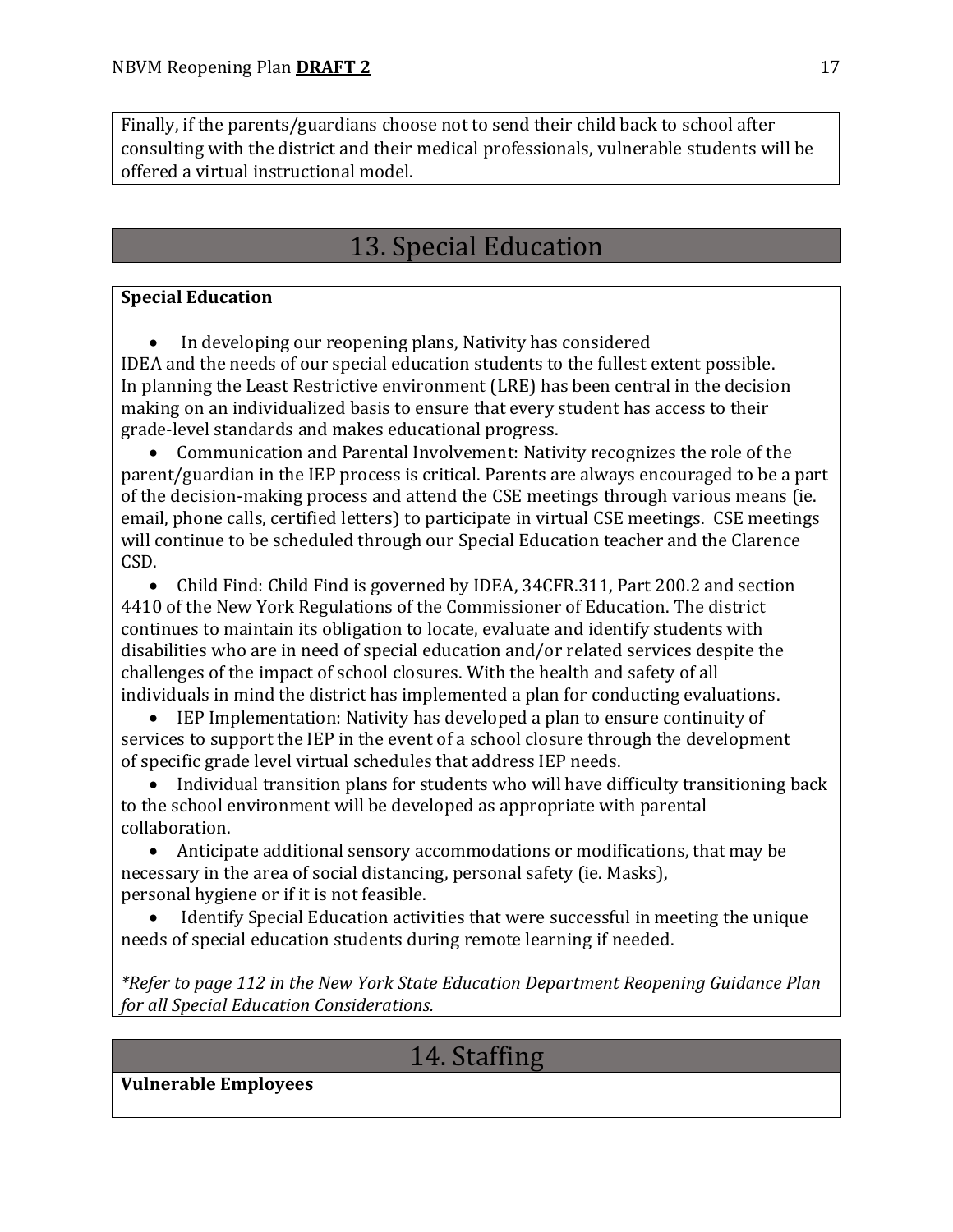Finally, if the parents/guardians choose not to send their child back to school after consulting with the district and their medical professionals, vulnerable students will be offered a virtual instructional model.

## 13. Special Education

**Special Education**

- In developing our reopening plans, Nativity has considered IDEA and the needs of our special education students to the fullest extent possible. In planning the Least Restrictive environment (LRE) has been central in the decision making on an individualized basis to ensure that every student has access to their grade-level standards and makes educational progress.
- Communication and Parental Involvement: Nativity recognizes the role of the parent/guardian in the IEP process is critical. Parents are always encouraged to be a part of the decision-making process and attend the CSE meetings through various means (ie. email, phone calls, certified letters) to participate in virtual CSE meetings. CSE meetings will continue to be scheduled through our Special Education teacher and the Clarence CSD.
- Child Find: Child Find is governed by IDEA, 34CFR.311, Part 200.2 and section 4410 of the New York Regulations of the Commissioner of Education. The district continues to maintain its obligation to locate, evaluate and identify students with disabilities who are in need of special education and/or related services despite the challenges of the impact of school closures. With the health and safety of all individuals in mind the district has implemented a plan for conducting evaluations.
- IEP Implementation: Nativity has developed a plan to ensure continuity of services to support the IEP in the event of a school closure through the development of specific grade level virtual schedules that address IEP needs.
- Individual transition plans for students who will have difficulty transitioning back to the school environment will be developed as appropriate with parental collaboration.
- Anticipate additional sensory accommodations or modifications, that may be necessary in the area of social distancing, personal safety (ie. Masks), personal hygiene or if it is not feasible.
- Identify Special Education activities that were successful in meeting the unique needs of special education students during remote learning if needed.

*\*Refer to page 112 in the New York State Education Department Reopening Guidance Plan for all Special Education Considerations.*

## 14. Staffing

**Vulnerable Employees**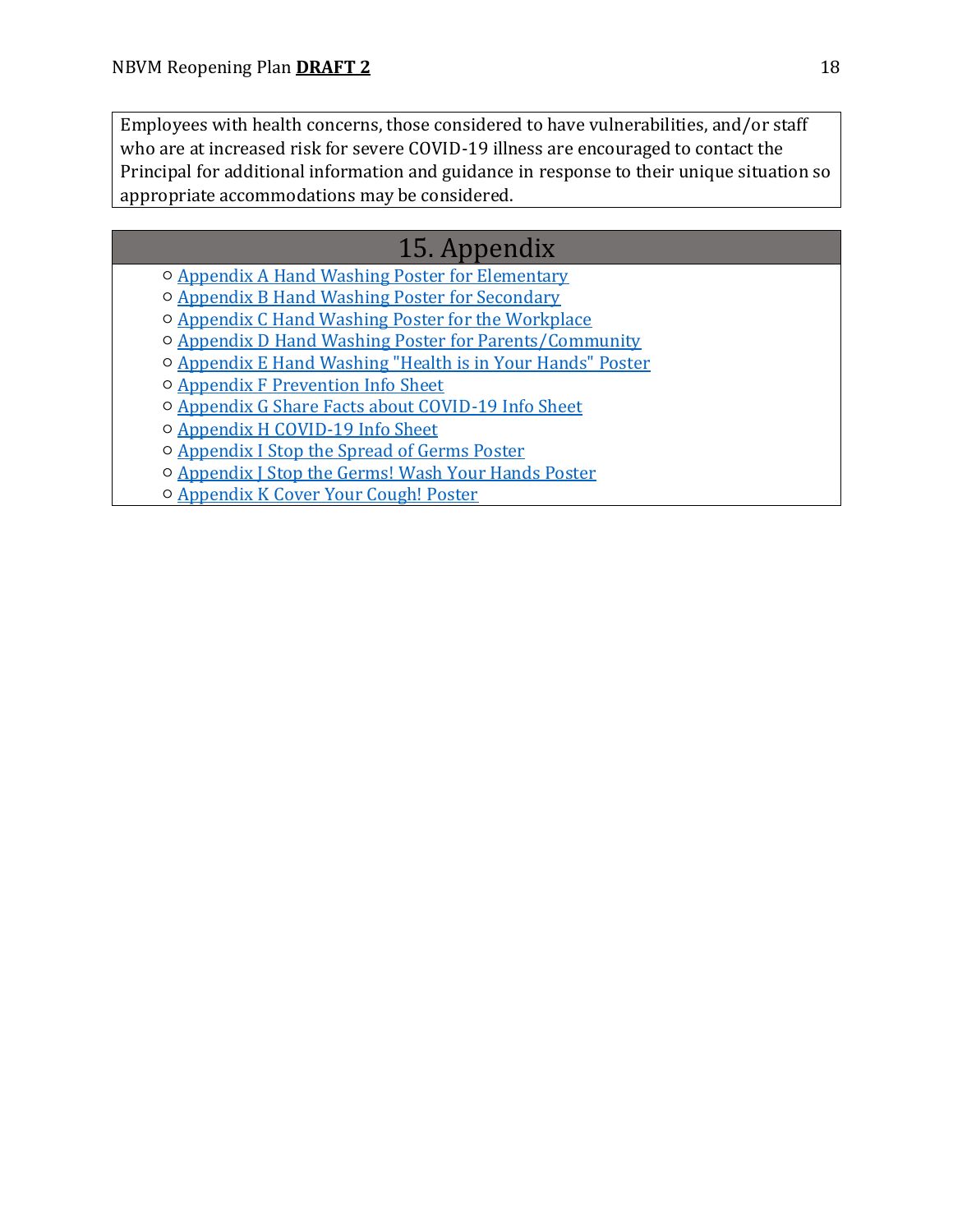Employees with health concerns, those considered to have vulnerabilities, and/or staff who are at increased risk for severe COVID-19 illness are encouraged to contact the Principal for additional information and guidance in response to their unique situation so appropriate accommodations may be considered.

## 15. Appendix

- Appendix A Hand Washing Poster for Elementary
- Appendix B Hand Washing Poster for Secondary
- Appendix C Hand Washing Poster for the Workplace
- Appendix D Hand Washing Poster for Parents/Community
- Appendix E Hand Washing "Health is in Your Hands" Poster
- Appendix F Prevention Info Sheet
- Appendix G Share Facts about COVID-19 Info Sheet
- Appendix H COVID-19 Info Sheet
- Appendix I Stop the Spread of Germs Poster
- Appendix J Stop the Germs! Wash Your Hands Poster
- Appendix K Cover Your Cough! Poster